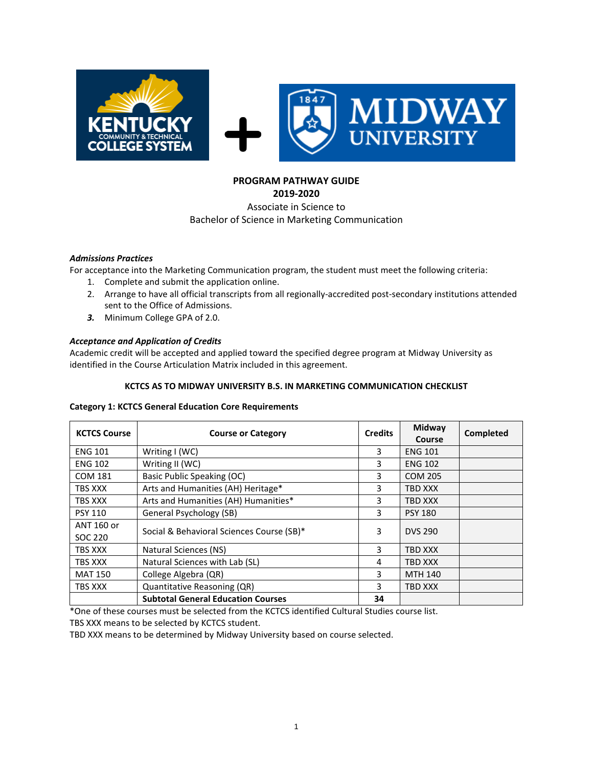**PROGRAM PATHWAY GUIDE**
**2019-2020**
Associate in Science to
Bachelor of Science in Marketing Communication

***Admissions Practices***
For acceptance into the Marketing Communication program, the student must meet the following criteria:

1. Complete and submit the application online.
2. Arrange to have all official transcripts from all regionally-accredited post-secondary institutions attended sent to the Office of Admissions.
3. Minimum College GPA of 2.0.

***Acceptance and Application of Credits***
Academic credit will be accepted and applied toward the specified degree program at Midway University as identified in the Course Articulation Matrix included in this agreement.

**KCTCS AS TO MIDWAY UNIVERSITY B.S. IN MARKETING COMMUNICATION CHECKLIST**

**Category 1: KCTCS General Education Core Requirements**

| KCTCS Course | Course or Category | Credits | Midway Course | Completed |
|---|---|---|---|---|
| ENG 101 | Writing I (WC) | 3 | ENG 101 | |
| ENG 102 | Writing II (WC) | 3 | ENG 102 | |
| COM 181 | Basic Public Speaking (OC) | 3 | COM 205 | |
| TBS XXX | Arts and Humanities (AH) Heritage* | 3 | TBD XXX | |
| TBS XXX | Arts and Humanities (AH) Humanities* | 3 | TBD XXX | |
| PSY 110 | General Psychology (SB) | 3 | PSY 180 | |
| ANT 160 or SOC 220 | Social & Behavioral Sciences Course (SB)* | 3 | DVS 290 | |
| TBS XXX | Natural Sciences (NS) | 3 | TBD XXX | |
| TBS XXX | Natural Sciences with Lab (SL) | 4 | TBD XXX | |
| MAT 150 | College Algebra (QR) | 3 | MTH 140 | |
| TBS XXX | Quantitative Reasoning (QR) | 3 | TBD XXX | |
| | **Subtotal General Education Courses** | **34** | | |

*One of these courses must be selected from the KCTCS identified Cultural Studies course list.
TBS XXX means to be selected by KCTCS student.
TBD XXX means to be determined by Midway University based on course selected.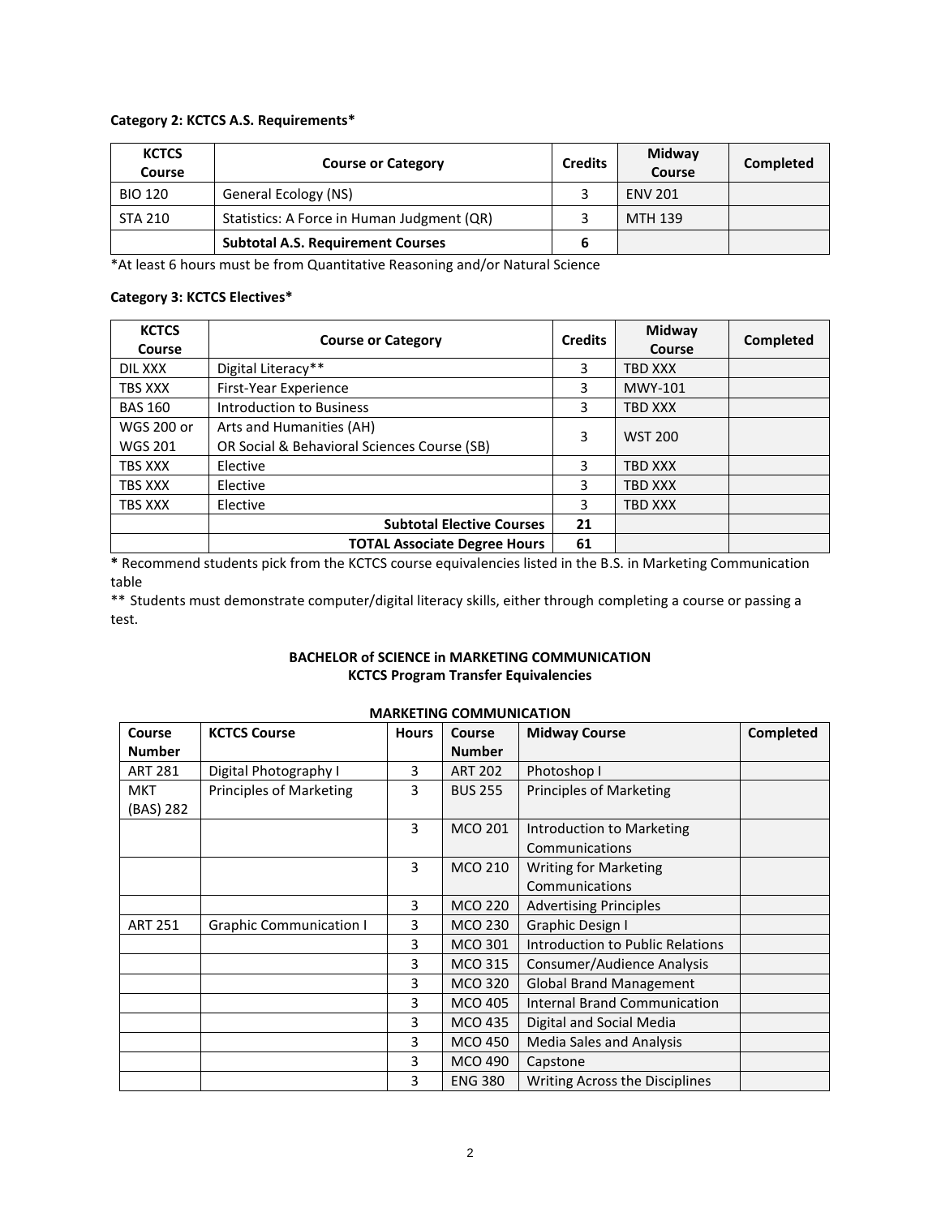**Category 2: KCTCS A.S. Requirements***

| KCTCS Course | Course or Category | Credits | Midway Course | Completed |
|---|---|---|---|---|
| BIO 120 | General Ecology (NS) | 3 | ENV 201 | |
| STA 210 | Statistics: A Force in Human Judgment (QR) | 3 | MTH 139 | |
| | **Subtotal A.S. Requirement Courses** | **6** | | |

*At least 6 hours must be from Quantitative Reasoning and/or Natural Science

**Category 3: KCTCS Electives***

| KCTCS Course | Course or Category | Credits | Midway Course | Completed |
|---|---|---|---|---|
| DIL XXX | Digital Literacy** | 3 | TBD XXX | |
| TBS XXX | First-Year Experience | 3 | MWY-101 | |
| BAS 160 | Introduction to Business | 3 | TBD XXX | |
| WGS 200 or WGS 201 | Arts and Humanities (AH) OR Social & Behavioral Sciences Course (SB) | 3 | WST 200 | |
| TBS XXX | Elective | 3 | TBD XXX | |
| TBS XXX | Elective | 3 | TBD XXX | |
| TBS XXX | Elective | 3 | TBD XXX | |
| | **Subtotal Elective Courses** | **21** | | |
| | **TOTAL Associate Degree Hours** | **61** | | |

**\*** Recommend students pick from the KCTCS course equivalencies listed in the B.S. in Marketing Communication table

** Students must demonstrate computer/digital literacy skills, either through completing a course or passing a test.

**BACHELOR of SCIENCE in MARKETING COMMUNICATION**
**KCTCS Program Transfer Equivalencies**

**MARKETING COMMUNICATION**

| Course Number | KCTCS Course | Hours | Course Number | Midway Course | Completed |
|---|---|---|---|---|---|
| ART 281 | Digital Photography I | 3 | ART 202 | Photoshop I | |
| MKT (BAS) 282 | Principles of Marketing | 3 | BUS 255 | Principles of Marketing | |
| | | 3 | MCO 201 | Introduction to Marketing Communications | |
| | | 3 | MCO 210 | Writing for Marketing Communications | |
| | | 3 | MCO 220 | Advertising Principles | |
| ART 251 | Graphic Communication I | 3 | MCO 230 | Graphic Design I | |
| | | 3 | MCO 301 | Introduction to Public Relations | |
| | | 3 | MCO 315 | Consumer/Audience Analysis | |
| | | 3 | MCO 320 | Global Brand Management | |
| | | 3 | MCO 405 | Internal Brand Communication | |
| | | 3 | MCO 435 | Digital and Social Media | |
| | | 3 | MCO 450 | Media Sales and Analysis | |
| | | 3 | MCO 490 | Capstone | |
| | | 3 | ENG 380 | Writing Across the Disciplines | |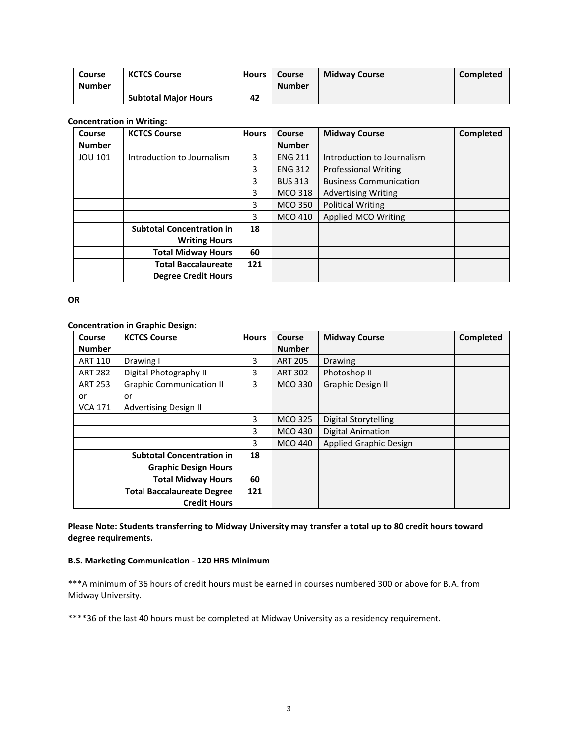| Course Number | KCTCS Course | Hours | Course Number | Midway Course | Completed |
|---|---|---|---|---|---|
| | **Subtotal Major Hours** | **42** | | | |

**Concentration in Writing:**

| Course Number | KCTCS Course | Hours | Course Number | Midway Course | Completed |
|---|---|---|---|---|---|
| JOU 101 | Introduction to Journalism | 3 | ENG 211 | Introduction to Journalism | |
| | | 3 | ENG 312 | Professional Writing | |
| | | 3 | BUS 313 | Business Communication | |
| | | 3 | MCO 318 | Advertising Writing | |
| | | 3 | MCO 350 | Political Writing | |
| | | 3 | MCO 410 | Applied MCO Writing | |
| | **Subtotal Concentration in Writing Hours** | **18** | | | |
| | **Total Midway Hours** | **60** | | | |
| | **Total Baccalaureate Degree Credit Hours** | **121** | | | |

**OR**

**Concentration in Graphic Design:**

| Course Number | KCTCS Course | Hours | Course Number | Midway Course | Completed |
|---|---|---|---|---|---|
| ART 110 | Drawing I | 3 | ART 205 | Drawing | |
| ART 282 | Digital Photography II | 3 | ART 302 | Photoshop II | |
| ART 253 or VCA 171 | Graphic Communication II or Advertising Design II | 3 | MCO 330 | Graphic Design II | |
| | | 3 | MCO 325 | Digital Storytelling | |
| | | 3 | MCO 430 | Digital Animation | |
| | | 3 | MCO 440 | Applied Graphic Design | |
| | **Subtotal Concentration in Graphic Design Hours** | **18** | | | |
| | **Total Midway Hours** | **60** | | | |
| | **Total Baccalaureate Degree Credit Hours** | **121** | | | |

**Please Note: Students transferring to Midway University may transfer a total up to 80 credit hours toward degree requirements.**

**B.S. Marketing Communication - 120 HRS Minimum**

***A minimum of 36 hours of credit hours must be earned in courses numbered 300 or above for B.A. from Midway University.

****36 of the last 40 hours must be completed at Midway University as a residency requirement.